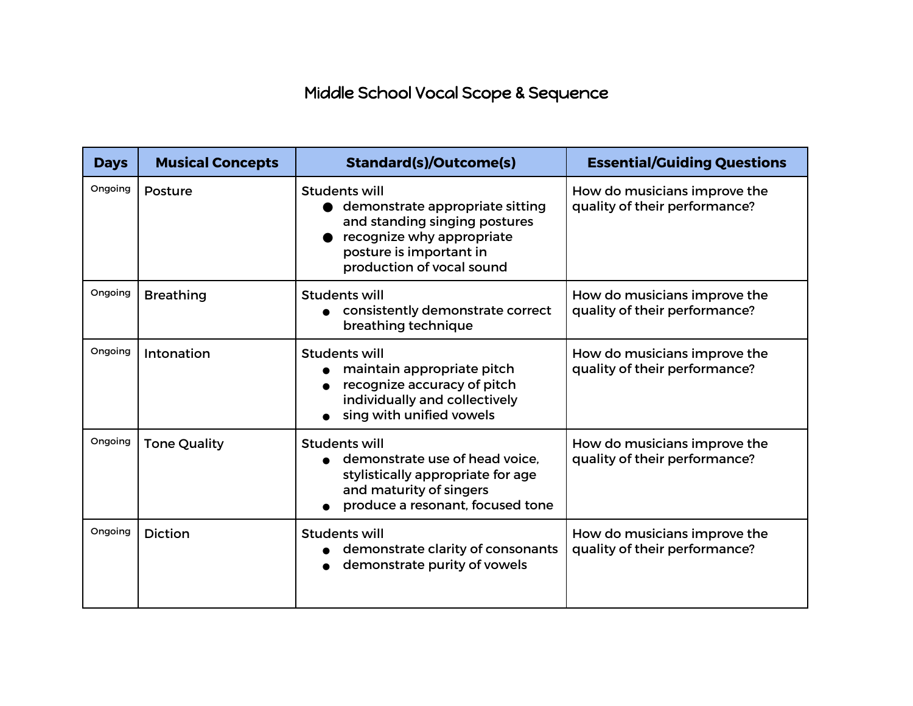# Middle School Vocal Scope & Sequence

| Days | Musical Concepts | Standard(s)/Outcome(s) | Essential/Guiding Questions |
|---|---|---|---|
| Ongoing | Posture | Students will<br>• demonstrate appropriate sitting and standing singing postures<br>• recognize why appropriate posture is important in production of vocal sound | How do musicians improve the quality of their performance? |
| Ongoing | Breathing | Students will<br>• consistently demonstrate correct breathing technique | How do musicians improve the quality of their performance? |
| Ongoing | Intonation | Students will<br>• maintain appropriate pitch<br>• recognize accuracy of pitch individually and collectively<br>• sing with unified vowels | How do musicians improve the quality of their performance? |
| Ongoing | Tone Quality | Students will<br>• demonstrate use of head voice, stylistically appropriate for age and maturity of singers<br>• produce a resonant, focused tone | How do musicians improve the quality of their performance? |
| Ongoing | Diction | Students will<br>• demonstrate clarity of consonants<br>• demonstrate purity of vowels | How do musicians improve the quality of their performance? |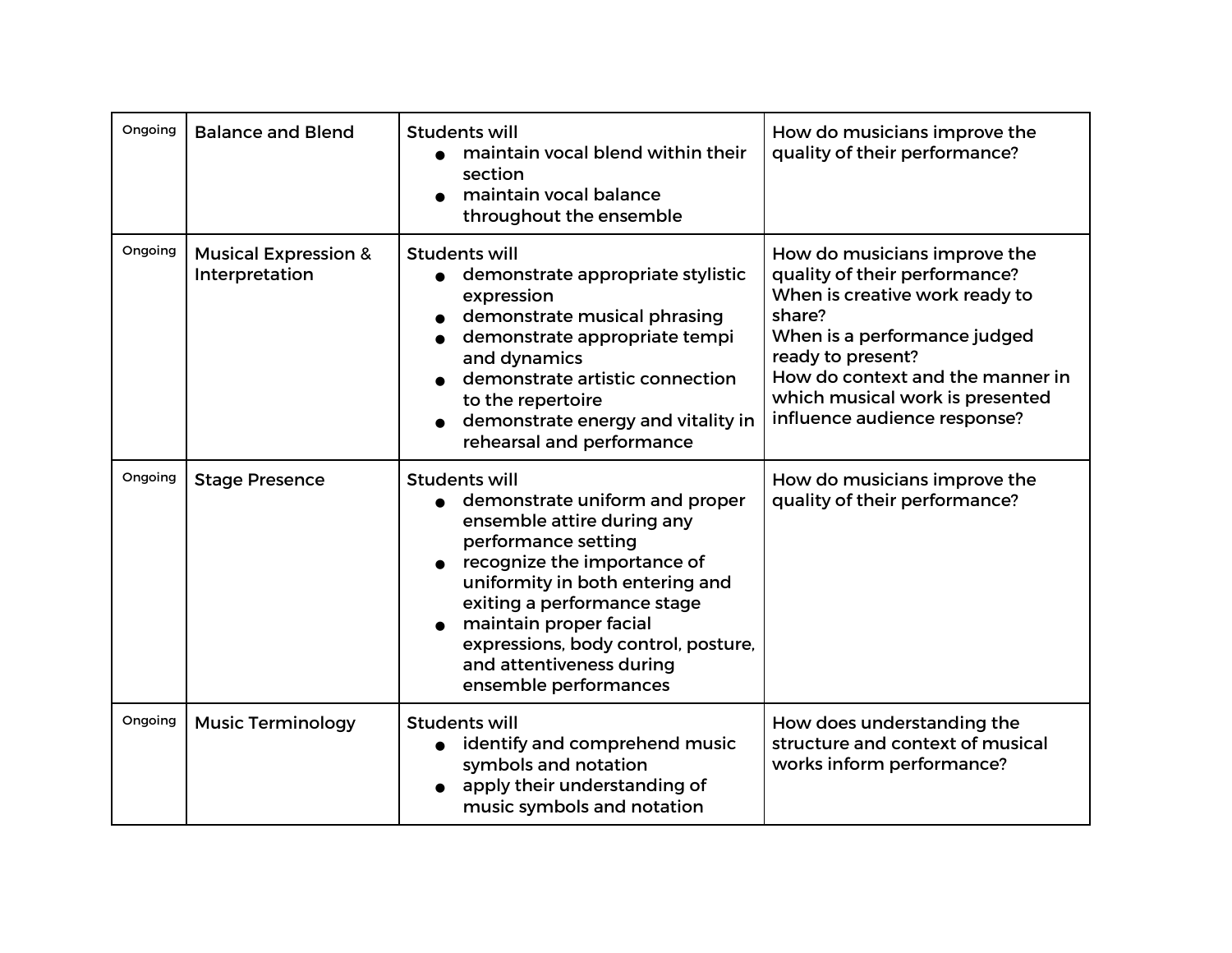| | | | |
|---|---|---|---|
| Ongoing | Balance and Blend | Students will<br>• maintain vocal blend within their section<br>• maintain vocal balance throughout the ensemble | How do musicians improve the quality of their performance? |
| Ongoing | Musical Expression & Interpretation | Students will<br>• demonstrate appropriate stylistic expression<br>• demonstrate musical phrasing<br>• demonstrate appropriate tempi and dynamics<br>• demonstrate artistic connection to the repertoire<br>• demonstrate energy and vitality in rehearsal and performance | How do musicians improve the quality of their performance?<br>When is creative work ready to share?<br>When is a performance judged ready to present?<br>How do context and the manner in which musical work is presented influence audience response? |
| Ongoing | Stage Presence | Students will<br>• demonstrate uniform and proper ensemble attire during any performance setting<br>• recognize the importance of uniformity in both entering and exiting a performance stage<br>• maintain proper facial expressions, body control, posture, and attentiveness during ensemble performances | How do musicians improve the quality of their performance? |
| Ongoing | Music Terminology | Students will<br>• identify and comprehend music symbols and notation<br>• apply their understanding of music symbols and notation | How does understanding the structure and context of musical works inform performance? |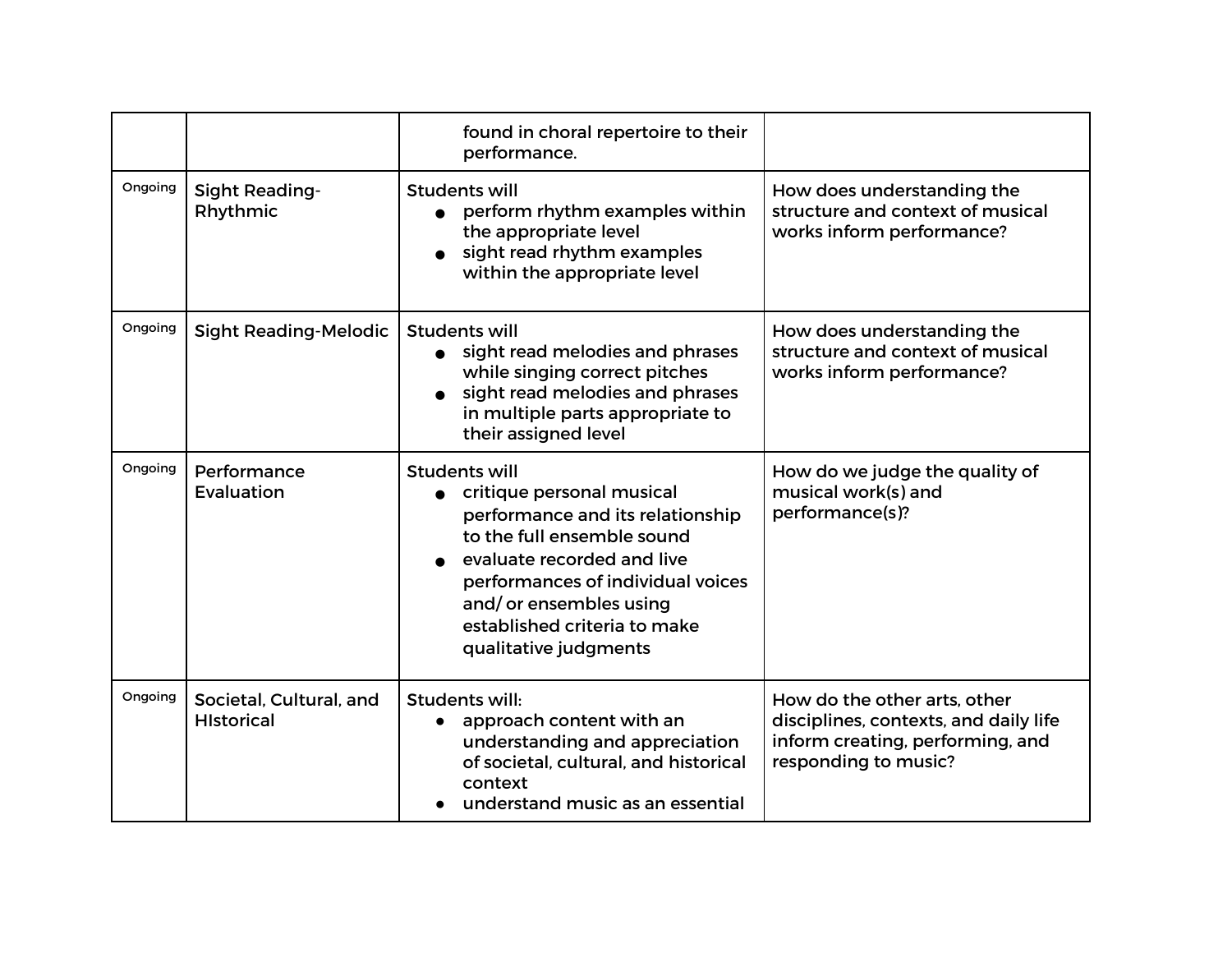| | | | |
|---|---|---|---|
| | | found in choral repertoire to their performance. | |
| Ongoing | Sight Reading-Rhythmic | Students will<br>• perform rhythm examples within the appropriate level<br>• sight read rhythm examples within the appropriate level | How does understanding the structure and context of musical works inform performance? |
| Ongoing | Sight Reading-Melodic | Students will<br>• sight read melodies and phrases while singing correct pitches<br>• sight read melodies and phrases in multiple parts appropriate to their assigned level | How does understanding the structure and context of musical works inform performance? |
| Ongoing | Performance Evaluation | Students will<br>• critique personal musical performance and its relationship to the full ensemble sound<br>• evaluate recorded and live performances of individual voices and/ or ensembles using established criteria to make qualitative judgments | How do we judge the quality of musical work(s) and performance(s)? |
| Ongoing | Societal, Cultural, and HIstorical | Students will:<br>• approach content with an understanding and appreciation of societal, cultural, and historical context<br>• understand music as an essential | How do the other arts, other disciplines, contexts, and daily life inform creating, performing, and responding to music? |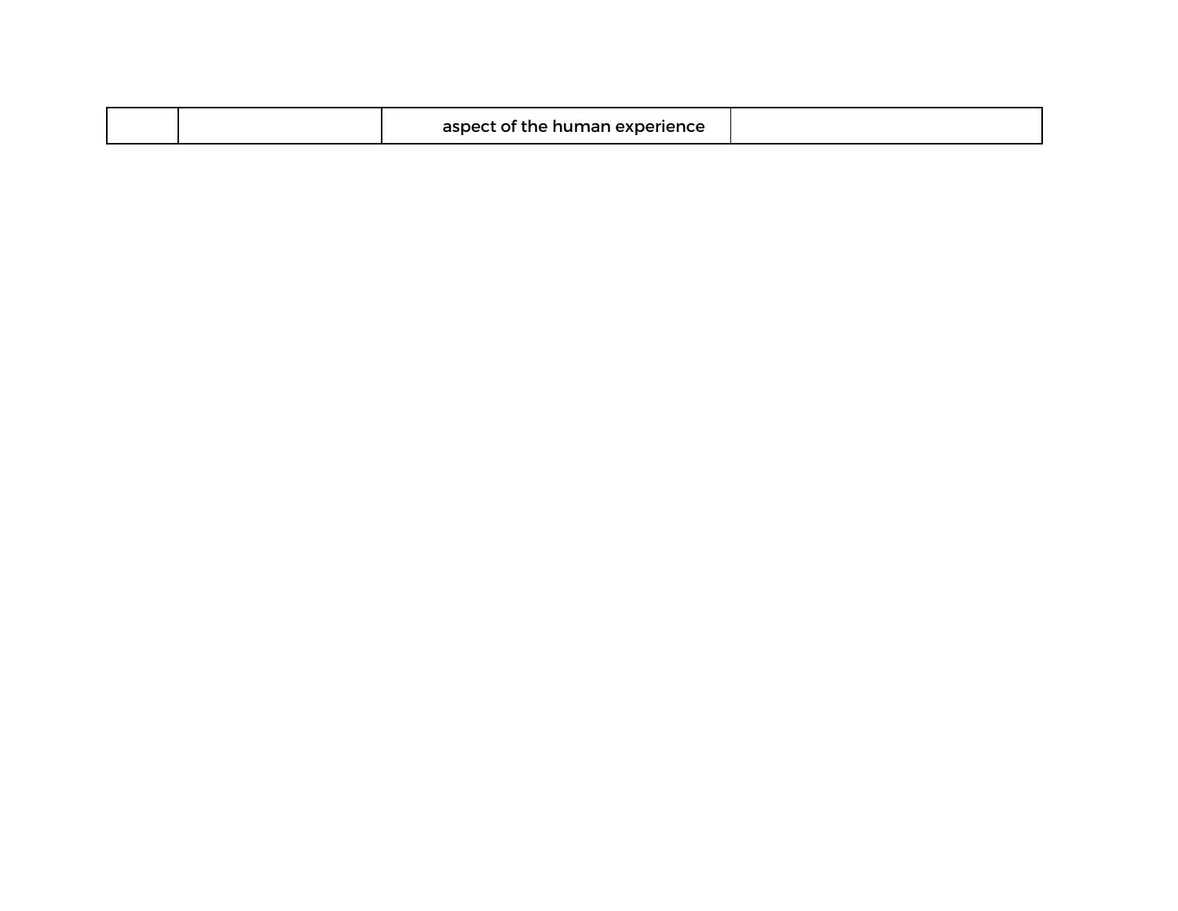| | | | |
|---|---|---|---|
| | | aspect of the human experience | |